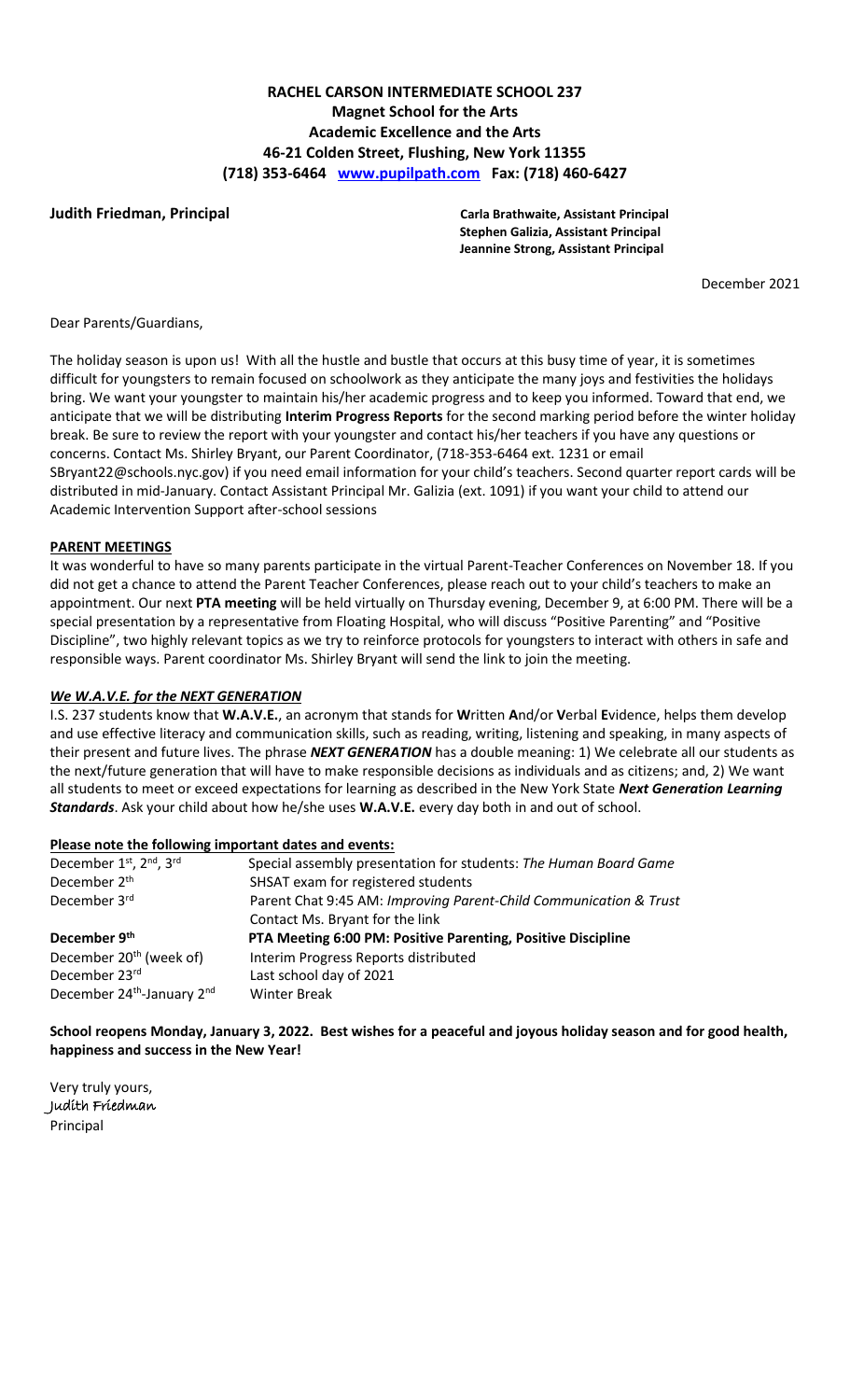# RACHEL CARSON INTERMEDIATE SCHOOL 237

**Magnet School for the Arts**
**Academic Excellence and the Arts**
**46-21 Colden Street, Flushing, New York 11355**
**(718) 353-6464 [www.pupilpath.com](http://www.pupilpath.com) Fax: (718) 460-6427**

**Judith Friedman, Principal**

**Carla Brathwaite, Assistant Principal**
**Stephen Galizia, Assistant Principal**
**Jeannine Strong, Assistant Principal**

December 2021

Dear Parents/Guardians,

The holiday season is upon us! With all the hustle and bustle that occurs at this busy time of year, it is sometimes difficult for youngsters to remain focused on schoolwork as they anticipate the many joys and festivities the holidays bring. We want your youngster to maintain his/her academic progress and to keep you informed. Toward that end, we anticipate that we will be distributing **Interim Progress Reports** for the second marking period before the winter holiday break. Be sure to review the report with your youngster and contact his/her teachers if you have any questions or concerns. Contact Ms. Shirley Bryant, our Parent Coordinator, (718-353-6464 ext. 1231 or email SBryant22@schools.nyc.gov) if you need email information for your child's teachers. Second quarter report cards will be distributed in mid-January. Contact Assistant Principal Mr. Galizia (ext. 1091) if you want your child to attend our Academic Intervention Support after-school sessions

**PARENT MEETINGS**

It was wonderful to have so many parents participate in the virtual Parent-Teacher Conferences on November 18. If you did not get a chance to attend the Parent Teacher Conferences, please reach out to your child's teachers to make an appointment. Our next **PTA meeting** will be held virtually on Thursday evening, December 9, at 6:00 PM. There will be a special presentation by a representative from Floating Hospital, who will discuss "Positive Parenting" and "Positive Discipline", two highly relevant topics as we try to reinforce protocols for youngsters to interact with others in safe and responsible ways. Parent coordinator Ms. Shirley Bryant will send the link to join the meeting.

***We W.A.V.E. for the NEXT GENERATION***

I.S. 237 students know that **W.A.V.E.**, an acronym that stands for **W**ritten **A**nd/or **V**erbal **E**vidence, helps them develop and use effective literacy and communication skills, such as reading, writing, listening and speaking, in many aspects of their present and future lives. The phrase ***NEXT GENERATION*** has a double meaning: 1) We celebrate all our students as the next/future generation that will have to make responsible decisions as individuals and as citizens; and, 2) We want all students to meet or exceed expectations for learning as described in the New York State ***Next Generation Learning Standards***. Ask your child about how he/she uses **W.A.V.E.** every day both in and out of school.

**Please note the following important dates and events:**

| | |
|---|---|
| December 1st, 2nd, 3rd | Special assembly presentation for students: *The Human Board Game* |
| December 2nd | SHSAT exam for registered students |
| December 3rd | Parent Chat 9:45 AM: *Improving Parent-Child Communication & Trust*<br>Contact Ms. Bryant for the link |
| **December 9th** | **PTA Meeting 6:00 PM: Positive Parenting, Positive Discipline** |
| December 20th (week of) | Interim Progress Reports distributed |
| December 23rd | Last school day of 2021 |
| December 24th-January 2nd | Winter Break |

**School reopens Monday, January 3, 2022. Best wishes for a peaceful and joyous holiday season and for good health, happiness and success in the New Year!**

Very truly yours,
Judith Friedman
Principal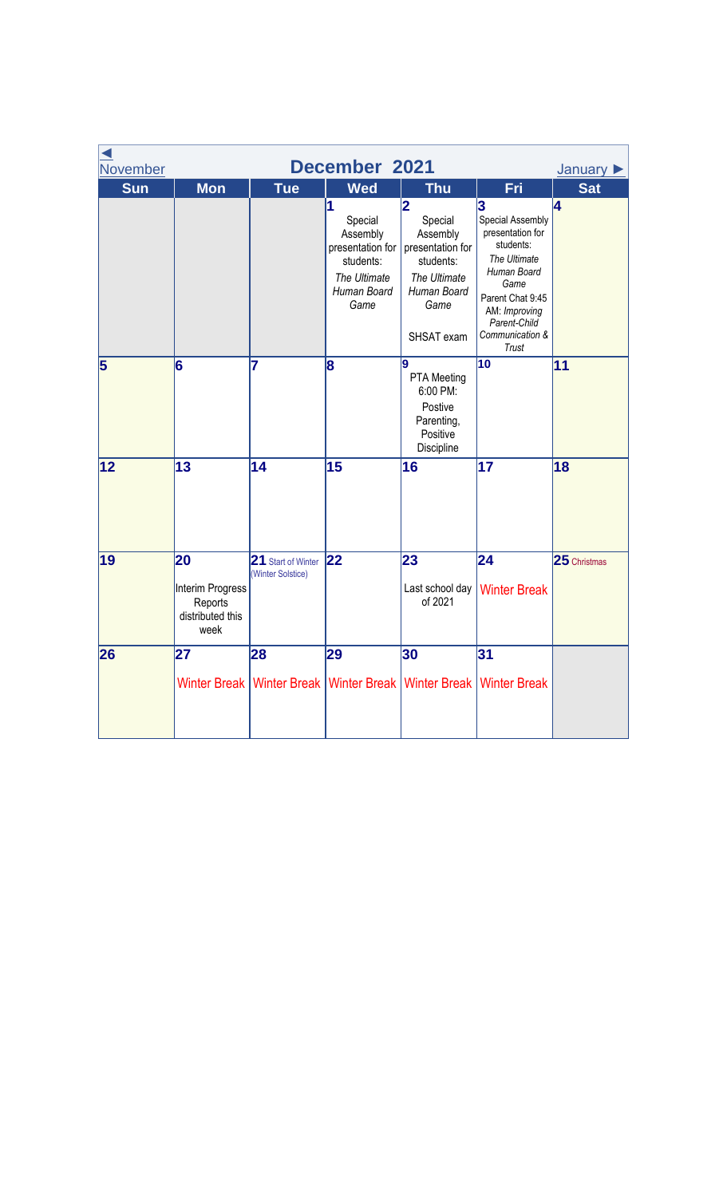◄ November | **December 2021** | January ►

| Sun | Mon | Tue | Wed | Thu | Fri | Sat |
|---|---|---|---|---|---|---|
| | | | **1** Special Assembly presentation for students: *The Ultimate Human Board Game* | **2** Special Assembly presentation for students: *The Ultimate Human Board Game* SHSAT exam | **3** Special Assembly presentation for students: *The Ultimate Human Board Game* Parent Chat 9:45 AM: *Improving Parent-Child Communication & Trust* | **4** |
| **5** | **6** | **7** | **8** | **9** PTA Meeting 6:00 PM: Postive Parenting, Positive Discipline | **10** | **11** |
| **12** | **13** | **14** | **15** | **16** | **17** | **18** |
| **19** | **20** Interim Progress Reports distributed this week | **21** Start of Winter (Winter Solstice) | **22** | **23** Last school day of 2021 | **24** Winter Break | **25** Christmas |
| **26** | **27** Winter Break | **28** Winter Break | **29** Winter Break | **30** Winter Break | **31** Winter Break | |